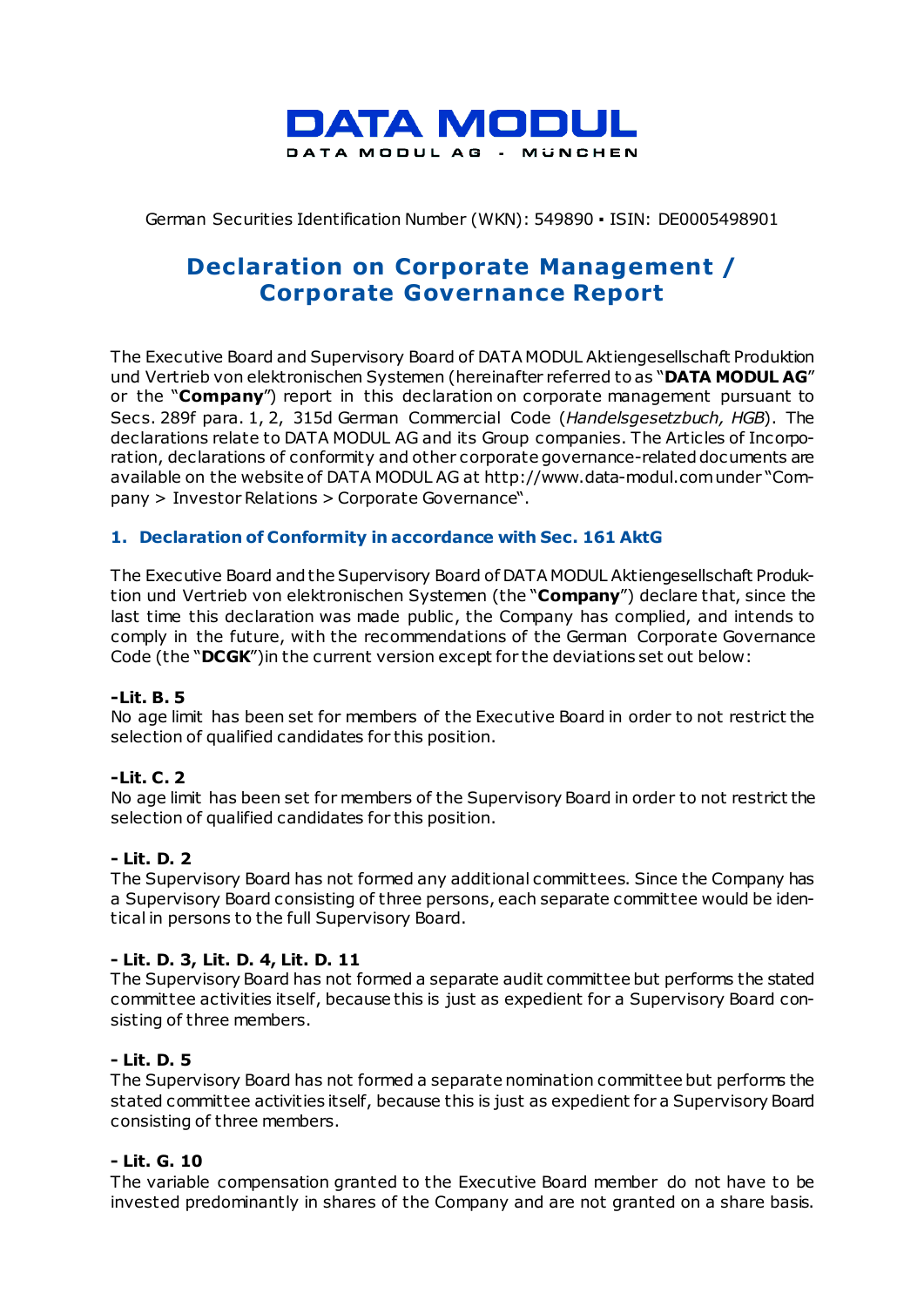DATA MODUL

DATA MODUL AG - MÜNCHEN

German Securities Identification Number (WKN): 549890 ▪ ISIN: DE0005498901

# Declaration on Corporate Management / Corporate Governance Report

The Executive Board and Supervisory Board of DATA MODUL Aktiengesellschaft Produktion und Vertrieb von elektronischen Systemen (hereinafter referred to as "**DATA MODUL AG**" or the "**Company**") report in this declaration on corporate management pursuant to Secs. 289f para. 1, 2, 315d German Commercial Code (*Handelsgesetzbuch, HGB*). The declarations relate to DATA MODUL AG and its Group companies. The Articles of Incorporation, declarations of conformity and other corporate governance-related documents are available on the website of DATA MODUL AG at http://www.data-modul.com under "Company > Investor Relations > Corporate Governance".

## 1. Declaration of Conformity in accordance with Sec. 161 AktG

The Executive Board and the Supervisory Board of DATA MODUL Aktiengesellschaft Produktion und Vertrieb von elektronischen Systemen (the "**Company**") declare that, since the last time this declaration was made public, the Company has complied, and intends to comply in the future, with the recommendations of the German Corporate Governance Code (the "**DCGK**")in the current version except for the deviations set out below:

**-Lit. B. 5**

No age limit has been set for members of the Executive Board in order to not restrict the selection of qualified candidates for this position.

**-Lit. C. 2**

No age limit has been set for members of the Supervisory Board in order to not restrict the selection of qualified candidates for this position.

**- Lit. D. 2**

The Supervisory Board has not formed any additional committees. Since the Company has a Supervisory Board consisting of three persons, each separate committee would be identical in persons to the full Supervisory Board.

**- Lit. D. 3, Lit. D. 4, Lit. D. 11**

The Supervisory Board has not formed a separate audit committee but performs the stated committee activities itself, because this is just as expedient for a Supervisory Board consisting of three members.

**- Lit. D. 5**

The Supervisory Board has not formed a separate nomination committee but performs the stated committee activities itself, because this is just as expedient for a Supervisory Board consisting of three members.

**- Lit. G. 10**

The variable compensation granted to the Executive Board member do not have to be invested predominantly in shares of the Company and are not granted on a share basis.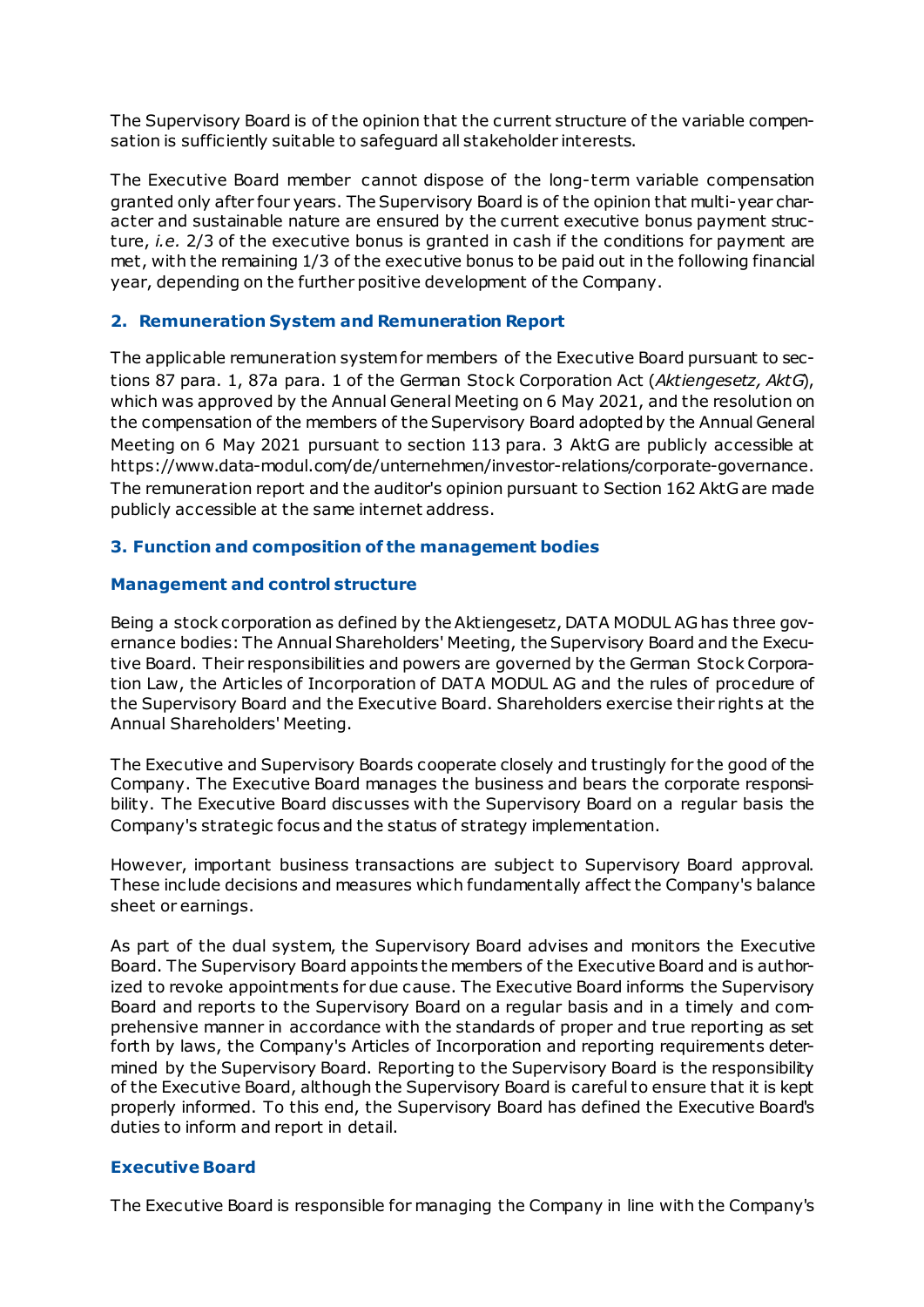The Supervisory Board is of the opinion that the current structure of the variable compensation is sufficiently suitable to safeguard all stakeholder interests.

The Executive Board member cannot dispose of the long-term variable compensation granted only after four years. The Supervisory Board is of the opinion that multi-year character and sustainable nature are ensured by the current executive bonus payment structure, *i.e.* 2/3 of the executive bonus is granted in cash if the conditions for payment are met, with the remaining 1/3 of the executive bonus to be paid out in the following financial year, depending on the further positive development of the Company.

## 2. Remuneration System and Remuneration Report

The applicable remuneration system for members of the Executive Board pursuant to sections 87 para. 1, 87a para. 1 of the German Stock Corporation Act (*Aktiengesetz, AktG*), which was approved by the Annual General Meeting on 6 May 2021, and the resolution on the compensation of the members of the Supervisory Board adopted by the Annual General Meeting on 6 May 2021 pursuant to section 113 para. 3 AktG are publicly accessible at https://www.data-modul.com/de/unternehmen/investor-relations/corporate-governance. The remuneration report and the auditor's opinion pursuant to Section 162 AktG are made publicly accessible at the same internet address.

## 3. Function and composition of the management bodies

### Management and control structure

Being a stock corporation as defined by the Aktiengesetz, DATA MODUL AG has three governance bodies: The Annual Shareholders' Meeting, the Supervisory Board and the Executive Board. Their responsibilities and powers are governed by the German Stock Corporation Law, the Articles of Incorporation of DATA MODUL AG and the rules of procedure of the Supervisory Board and the Executive Board. Shareholders exercise their rights at the Annual Shareholders' Meeting.

The Executive and Supervisory Boards cooperate closely and trustingly for the good of the Company. The Executive Board manages the business and bears the corporate responsibility. The Executive Board discusses with the Supervisory Board on a regular basis the Company's strategic focus and the status of strategy implementation.

However, important business transactions are subject to Supervisory Board approval. These include decisions and measures which fundamentally affect the Company's balance sheet or earnings.

As part of the dual system, the Supervisory Board advises and monitors the Executive Board. The Supervisory Board appoints the members of the Executive Board and is authorized to revoke appointments for due cause. The Executive Board informs the Supervisory Board and reports to the Supervisory Board on a regular basis and in a timely and comprehensive manner in accordance with the standards of proper and true reporting as set forth by laws, the Company's Articles of Incorporation and reporting requirements determined by the Supervisory Board. Reporting to the Supervisory Board is the responsibility of the Executive Board, although the Supervisory Board is careful to ensure that it is kept properly informed. To this end, the Supervisory Board has defined the Executive Board's duties to inform and report in detail.

### Executive Board

The Executive Board is responsible for managing the Company in line with the Company's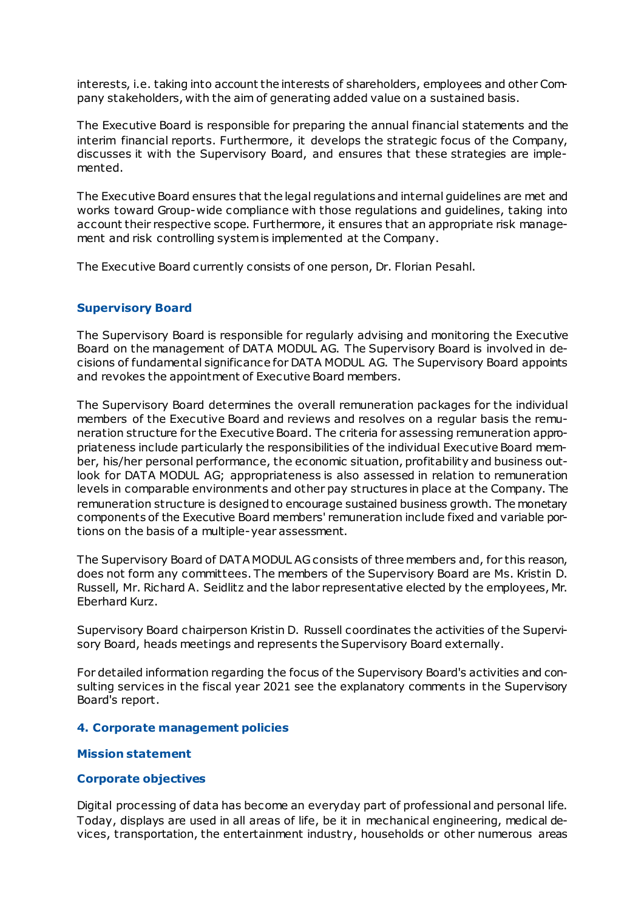interests, i.e. taking into account the interests of shareholders, employees and other Company stakeholders, with the aim of generating added value on a sustained basis.

The Executive Board is responsible for preparing the annual financial statements and the interim financial reports. Furthermore, it develops the strategic focus of the Company, discusses it with the Supervisory Board, and ensures that these strategies are implemented.

The Executive Board ensures that the legal regulations and internal guidelines are met and works toward Group-wide compliance with those regulations and guidelines, taking into account their respective scope. Furthermore, it ensures that an appropriate risk management and risk controlling system is implemented at the Company.

The Executive Board currently consists of one person, Dr. Florian Pesahl.

### Supervisory Board

The Supervisory Board is responsible for regularly advising and monitoring the Executive Board on the management of DATA MODUL AG. The Supervisory Board is involved in decisions of fundamental significance for DATA MODUL AG. The Supervisory Board appoints and revokes the appointment of Executive Board members.

The Supervisory Board determines the overall remuneration packages for the individual members of the Executive Board and reviews and resolves on a regular basis the remuneration structure for the Executive Board. The criteria for assessing remuneration appropriateness include particularly the responsibilities of the individual Executive Board member, his/her personal performance, the economic situation, profitability and business outlook for DATA MODUL AG; appropriateness is also assessed in relation to remuneration levels in comparable environments and other pay structures in place at the Company. The remuneration structure is designed to encourage sustained business growth. The monetary components of the Executive Board members' remuneration include fixed and variable portions on the basis of a multiple-year assessment.

The Supervisory Board of DATA MODUL AG consists of three members and, for this reason, does not form any committees. The members of the Supervisory Board are Ms. Kristin D. Russell, Mr. Richard A. Seidlitz and the labor representative elected by the employees, Mr. Eberhard Kurz.

Supervisory Board chairperson Kristin D. Russell coordinates the activities of the Supervisory Board, heads meetings and represents the Supervisory Board externally.

For detailed information regarding the focus of the Supervisory Board's activities and consulting services in the fiscal year 2021 see the explanatory comments in the Supervisory Board's report.

## 4. Corporate management policies

### Mission statement

### Corporate objectives

Digital processing of data has become an everyday part of professional and personal life. Today, displays are used in all areas of life, be it in mechanical engineering, medical devices, transportation, the entertainment industry, households or other numerous areas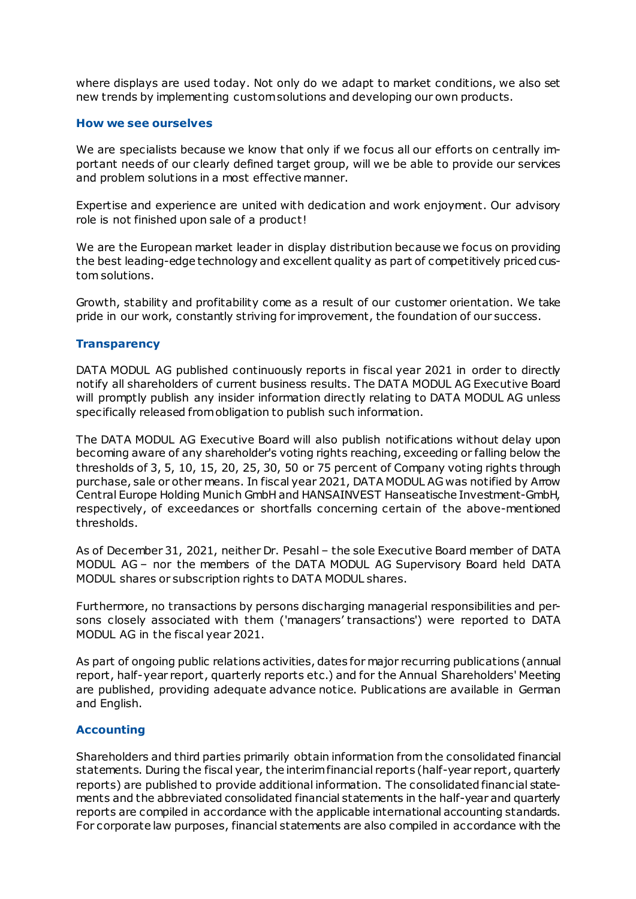where displays are used today. Not only do we adapt to market conditions, we also set new trends by implementing custom solutions and developing our own products.

### How we see ourselves

We are specialists because we know that only if we focus all our efforts on centrally important needs of our clearly defined target group, will we be able to provide our services and problem solutions in a most effective manner.

Expertise and experience are united with dedication and work enjoyment. Our advisory role is not finished upon sale of a product!

We are the European market leader in display distribution because we focus on providing the best leading-edge technology and excellent quality as part of competitively priced custom solutions.

Growth, stability and profitability come as a result of our customer orientation. We take pride in our work, constantly striving for improvement, the foundation of our success.

### Transparency

DATA MODUL AG published continuously reports in fiscal year 2021 in order to directly notify all shareholders of current business results. The DATA MODUL AG Executive Board will promptly publish any insider information directly relating to DATA MODUL AG unless specifically released from obligation to publish such information.

The DATA MODUL AG Executive Board will also publish notifications without delay upon becoming aware of any shareholder's voting rights reaching, exceeding or falling below the thresholds of 3, 5, 10, 15, 20, 25, 30, 50 or 75 percent of Company voting rights through purchase, sale or other means. In fiscal year 2021, DATA MODUL AG was notified by Arrow Central Europe Holding Munich GmbH and HANSAINVEST Hanseatische Investment-GmbH, respectively, of exceedances or shortfalls concerning certain of the above-mentioned thresholds.

As of December 31, 2021, neither Dr. Pesahl – the sole Executive Board member of DATA MODUL AG – nor the members of the DATA MODUL AG Supervisory Board held DATA MODUL shares or subscription rights to DATA MODUL shares.

Furthermore, no transactions by persons discharging managerial responsibilities and persons closely associated with them ('managers' transactions') were reported to DATA MODUL AG in the fiscal year 2021.

As part of ongoing public relations activities, dates for major recurring publications (annual report, half-year report, quarterly reports etc.) and for the Annual Shareholders' Meeting are published, providing adequate advance notice. Publications are available in German and English.

### Accounting

Shareholders and third parties primarily obtain information from the consolidated financial statements. During the fiscal year, the interim financial reports (half-year report, quarterly reports) are published to provide additional information. The consolidated financial statements and the abbreviated consolidated financial statements in the half-year and quarterly reports are compiled in accordance with the applicable international accounting standards. For corporate law purposes, financial statements are also compiled in accordance with the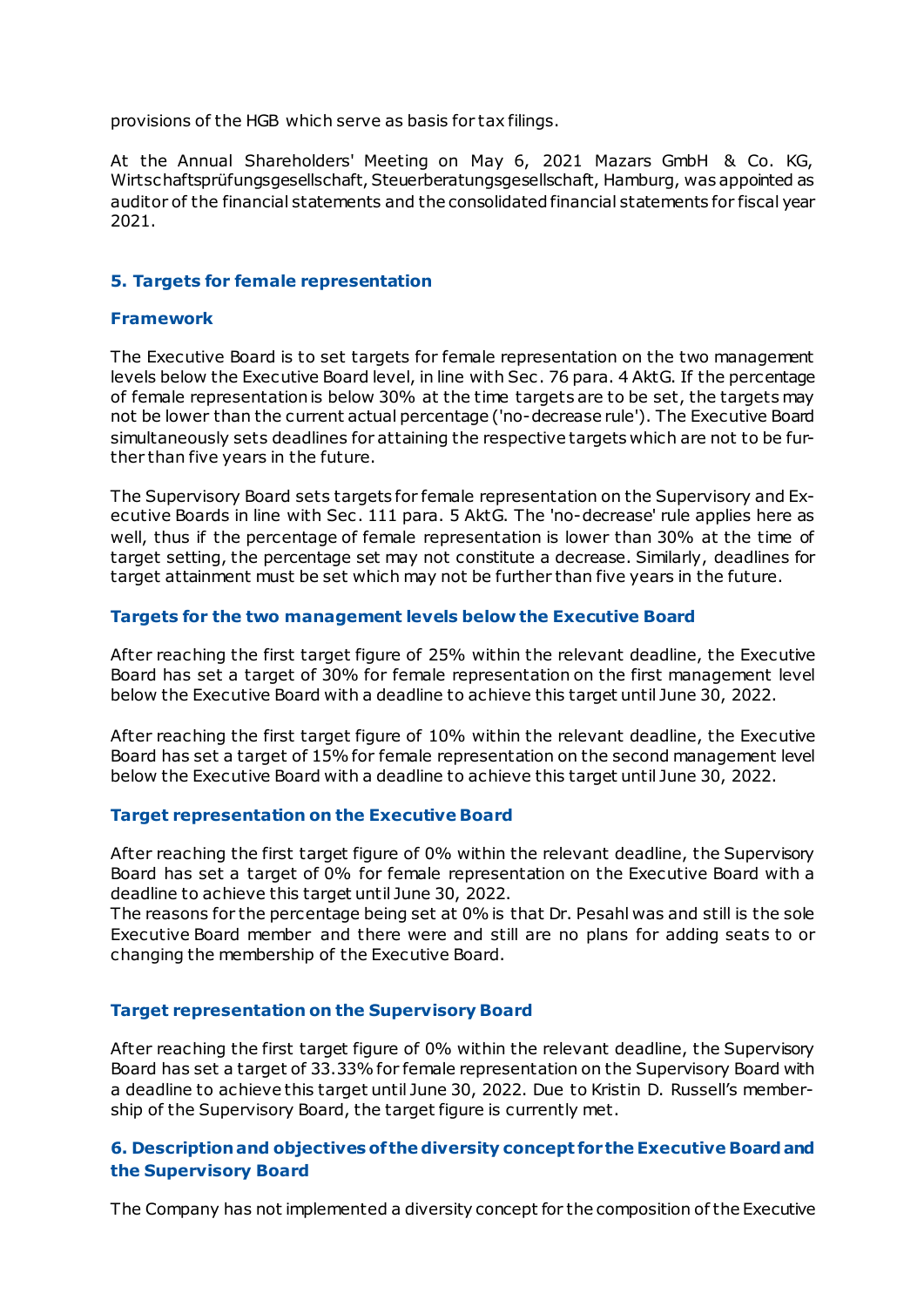provisions of the HGB which serve as basis for tax filings.

At the Annual Shareholders' Meeting on May 6, 2021 Mazars GmbH & Co. KG, Wirtschaftsprüfungsgesellschaft, Steuerberatungsgesellschaft, Hamburg, was appointed as auditor of the financial statements and the consolidated financial statements for fiscal year 2021.

## 5. Targets for female representation

### Framework

The Executive Board is to set targets for female representation on the two management levels below the Executive Board level, in line with Sec. 76 para. 4 AktG. If the percentage of female representation is below 30% at the time targets are to be set, the targets may not be lower than the current actual percentage ('no-decrease rule'). The Executive Board simultaneously sets deadlines for attaining the respective targets which are not to be further than five years in the future.

The Supervisory Board sets targets for female representation on the Supervisory and Executive Boards in line with Sec. 111 para. 5 AktG. The 'no-decrease' rule applies here as well, thus if the percentage of female representation is lower than 30% at the time of target setting, the percentage set may not constitute a decrease. Similarly, deadlines for target attainment must be set which may not be further than five years in the future.

### Targets for the two management levels below the Executive Board

After reaching the first target figure of 25% within the relevant deadline, the Executive Board has set a target of 30% for female representation on the first management level below the Executive Board with a deadline to achieve this target until June 30, 2022.

After reaching the first target figure of 10% within the relevant deadline, the Executive Board has set a target of 15% for female representation on the second management level below the Executive Board with a deadline to achieve this target until June 30, 2022.

### Target representation on the Executive Board

After reaching the first target figure of 0% within the relevant deadline, the Supervisory Board has set a target of 0% for female representation on the Executive Board with a deadline to achieve this target until June 30, 2022.
The reasons for the percentage being set at 0% is that Dr. Pesahl was and still is the sole Executive Board member and there were and still are no plans for adding seats to or changing the membership of the Executive Board.

### Target representation on the Supervisory Board

After reaching the first target figure of 0% within the relevant deadline, the Supervisory Board has set a target of 33.33% for female representation on the Supervisory Board with a deadline to achieve this target until June 30, 2022. Due to Kristin D. Russell's membership of the Supervisory Board, the target figure is currently met.

## 6. Description and objectives of the diversity concept for the Executive Board and the Supervisory Board

The Company has not implemented a diversity concept for the composition of the Executive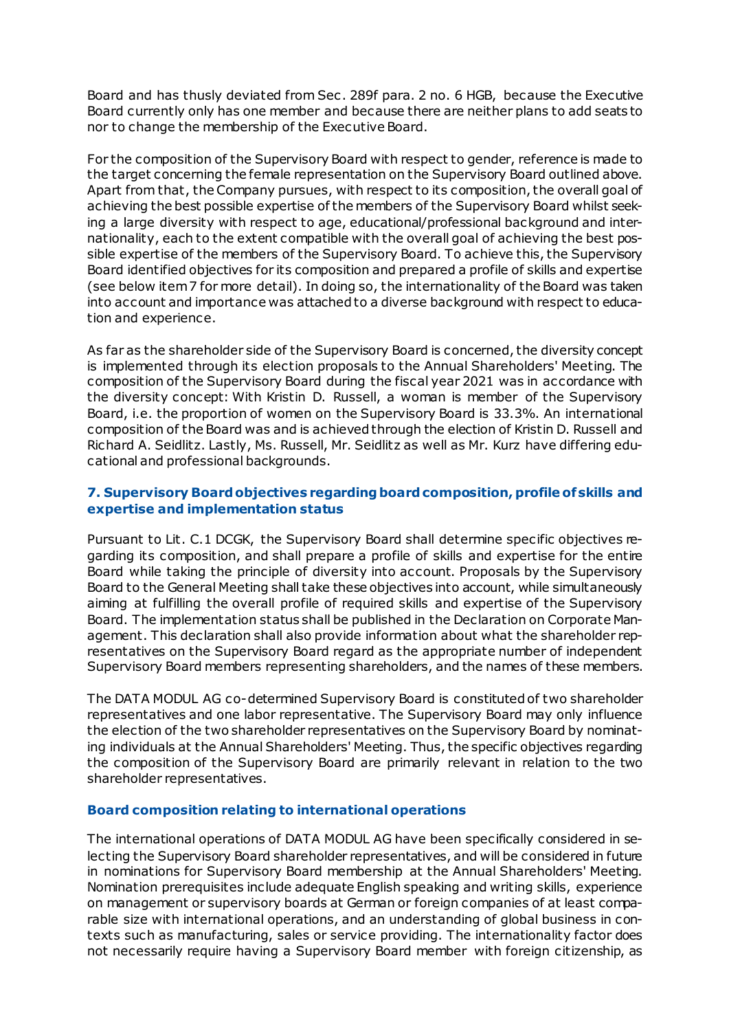Board and has thusly deviated from Sec. 289f para. 2 no. 6 HGB, because the Executive Board currently only has one member and because there are neither plans to add seats to nor to change the membership of the Executive Board.

For the composition of the Supervisory Board with respect to gender, reference is made to the target concerning the female representation on the Supervisory Board outlined above. Apart from that, the Company pursues, with respect to its composition, the overall goal of achieving the best possible expertise of the members of the Supervisory Board whilst seeking a large diversity with respect to age, educational/professional background and internationality, each to the extent compatible with the overall goal of achieving the best possible expertise of the members of the Supervisory Board. To achieve this, the Supervisory Board identified objectives for its composition and prepared a profile of skills and expertise (see below item 7 for more detail). In doing so, the internationality of the Board was taken into account and importance was attached to a diverse background with respect to education and experience.

As far as the shareholder side of the Supervisory Board is concerned, the diversity concept is implemented through its election proposals to the Annual Shareholders' Meeting. The composition of the Supervisory Board during the fiscal year 2021 was in accordance with the diversity concept: With Kristin D. Russell, a woman is member of the Supervisory Board, i.e. the proportion of women on the Supervisory Board is 33.3%. An international composition of the Board was and is achieved through the election of Kristin D. Russell and Richard A. Seidlitz. Lastly, Ms. Russell, Mr. Seidlitz as well as Mr. Kurz have differing educational and professional backgrounds.

## 7. Supervisory Board objectives regarding board composition, profile of skills and expertise and implementation status

Pursuant to Lit. C.1 DCGK, the Supervisory Board shall determine specific objectives regarding its composition, and shall prepare a profile of skills and expertise for the entire Board while taking the principle of diversity into account. Proposals by the Supervisory Board to the General Meeting shall take these objectives into account, while simultaneously aiming at fulfilling the overall profile of required skills and expertise of the Supervisory Board. The implementation status shall be published in the Declaration on Corporate Management. This declaration shall also provide information about what the shareholder representatives on the Supervisory Board regard as the appropriate number of independent Supervisory Board members representing shareholders, and the names of these members.

The DATA MODUL AG co-determined Supervisory Board is constituted of two shareholder representatives and one labor representative. The Supervisory Board may only influence the election of the two shareholder representatives on the Supervisory Board by nominating individuals at the Annual Shareholders' Meeting. Thus, the specific objectives regarding the composition of the Supervisory Board are primarily relevant in relation to the two shareholder representatives.

### Board composition relating to international operations

The international operations of DATA MODUL AG have been specifically considered in selecting the Supervisory Board shareholder representatives, and will be considered in future in nominations for Supervisory Board membership at the Annual Shareholders' Meeting. Nomination prerequisites include adequate English speaking and writing skills, experience on management or supervisory boards at German or foreign companies of at least comparable size with international operations, and an understanding of global business in contexts such as manufacturing, sales or service providing. The internationality factor does not necessarily require having a Supervisory Board member with foreign citizenship, as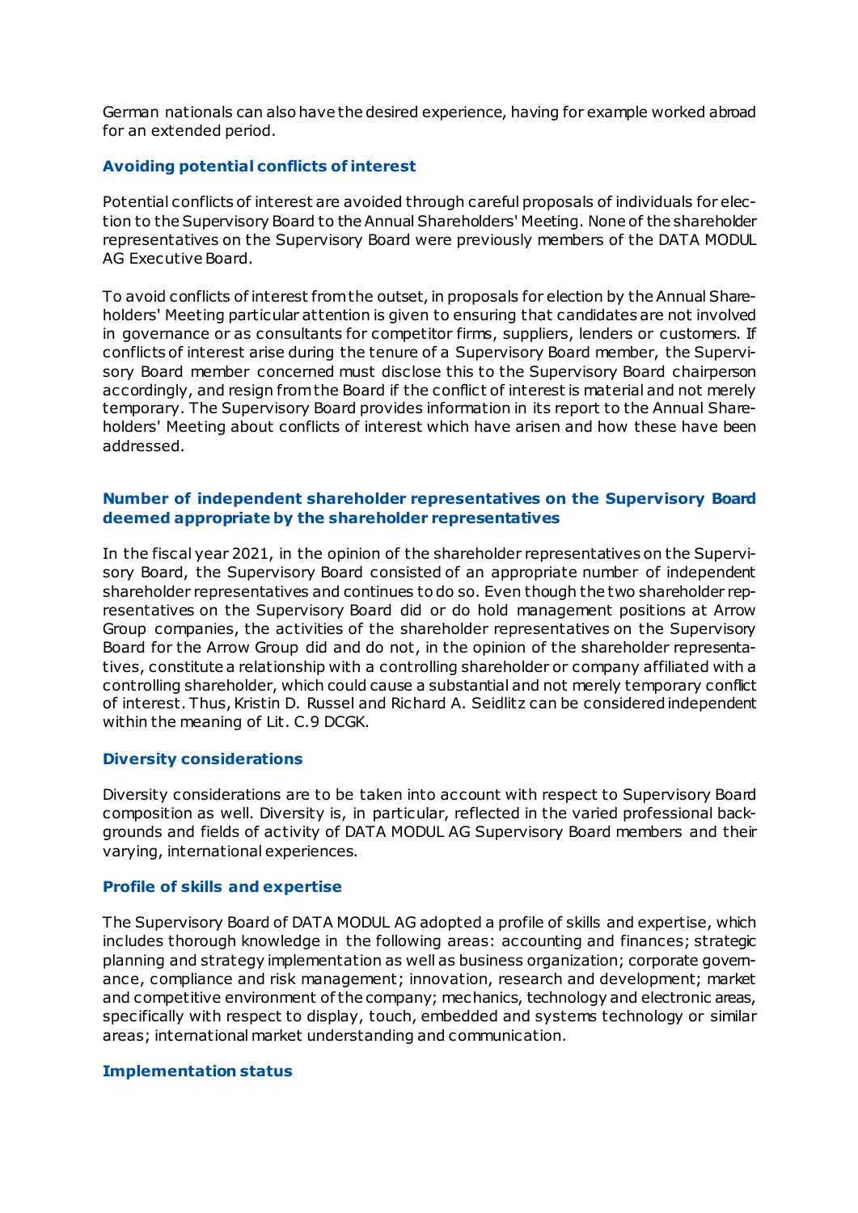German nationals can also have the desired experience, having for example worked abroad for an extended period.

### Avoiding potential conflicts of interest

Potential conflicts of interest are avoided through careful proposals of individuals for election to the Supervisory Board to the Annual Shareholders' Meeting. None of the shareholder representatives on the Supervisory Board were previously members of the DATA MODUL AG Executive Board.

To avoid conflicts of interest from the outset, in proposals for election by the Annual Shareholders' Meeting particular attention is given to ensuring that candidates are not involved in governance or as consultants for competitor firms, suppliers, lenders or customers. If conflicts of interest arise during the tenure of a Supervisory Board member, the Supervisory Board member concerned must disclose this to the Supervisory Board chairperson accordingly, and resign from the Board if the conflict of interest is material and not merely temporary. The Supervisory Board provides information in its report to the Annual Shareholders' Meeting about conflicts of interest which have arisen and how these have been addressed.

### Number of independent shareholder representatives on the Supervisory Board deemed appropriate by the shareholder representatives

In the fiscal year 2021, in the opinion of the shareholder representatives on the Supervisory Board, the Supervisory Board consisted of an appropriate number of independent shareholder representatives and continues to do so. Even though the two shareholder representatives on the Supervisory Board did or do hold management positions at Arrow Group companies, the activities of the shareholder representatives on the Supervisory Board for the Arrow Group did and do not, in the opinion of the shareholder representatives, constitute a relationship with a controlling shareholder or company affiliated with a controlling shareholder, which could cause a substantial and not merely temporary conflict of interest. Thus, Kristin D. Russel and Richard A. Seidlitz can be considered independent within the meaning of Lit. C.9 DCGK.

### Diversity considerations

Diversity considerations are to be taken into account with respect to Supervisory Board composition as well. Diversity is, in particular, reflected in the varied professional backgrounds and fields of activity of DATA MODUL AG Supervisory Board members and their varying, international experiences.

### Profile of skills and expertise

The Supervisory Board of DATA MODUL AG adopted a profile of skills and expertise, which includes thorough knowledge in the following areas: accounting and finances; strategic planning and strategy implementation as well as business organization; corporate governance, compliance and risk management; innovation, research and development; market and competitive environment of the company; mechanics, technology and electronic areas, specifically with respect to display, touch, embedded and systems technology or similar areas; international market understanding and communication.

### Implementation status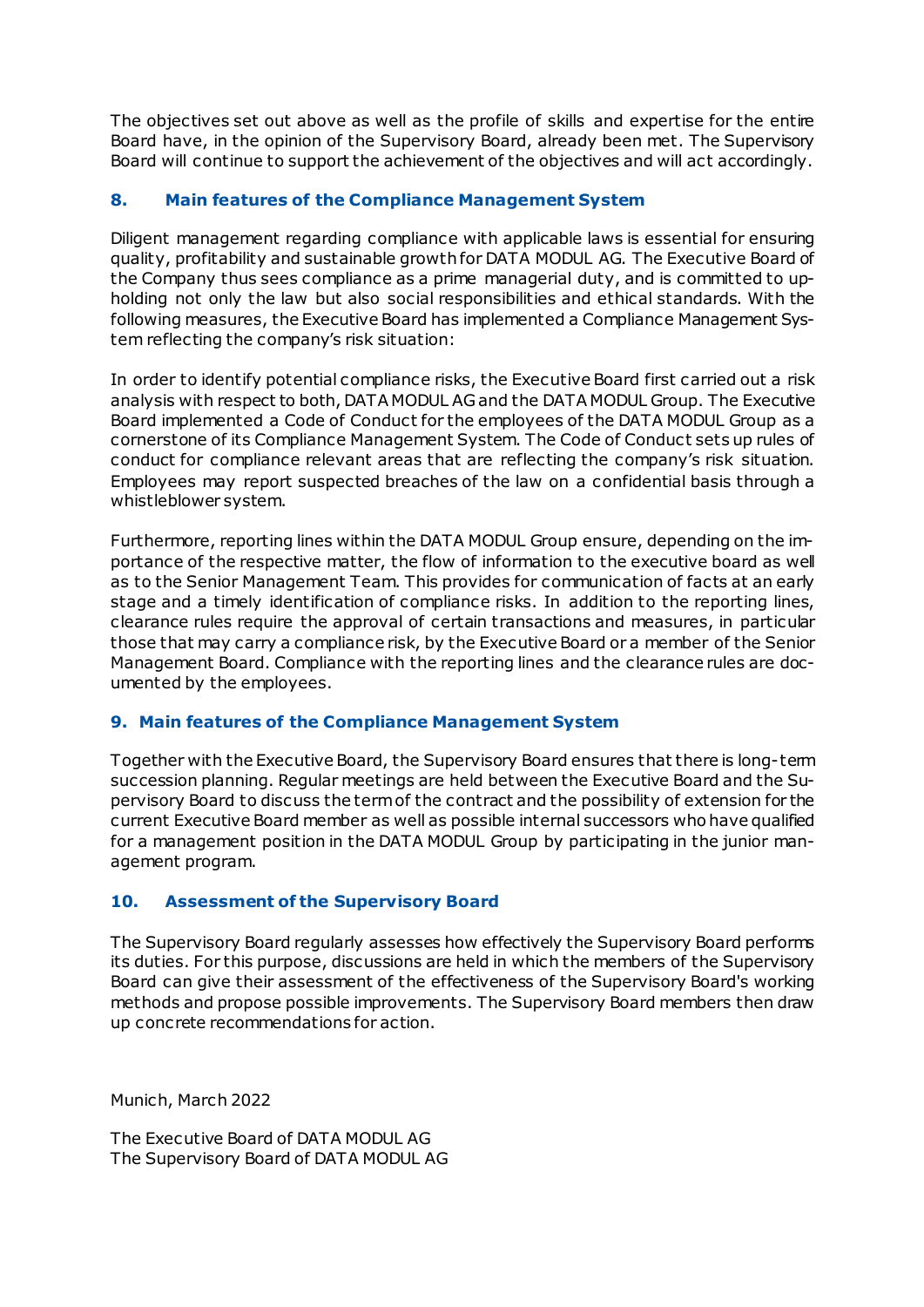The objectives set out above as well as the profile of skills and expertise for the entire Board have, in the opinion of the Supervisory Board, already been met. The Supervisory Board will continue to support the achievement of the objectives and will act accordingly.

## 8. Main features of the Compliance Management System

Diligent management regarding compliance with applicable laws is essential for ensuring quality, profitability and sustainable growth for DATA MODUL AG. The Executive Board of the Company thus sees compliance as a prime managerial duty, and is committed to upholding not only the law but also social responsibilities and ethical standards. With the following measures, the Executive Board has implemented a Compliance Management System reflecting the company's risk situation:

In order to identify potential compliance risks, the Executive Board first carried out a risk analysis with respect to both, DATA MODUL AG and the DATA MODUL Group. The Executive Board implemented a Code of Conduct for the employees of the DATA MODUL Group as a cornerstone of its Compliance Management System. The Code of Conduct sets up rules of conduct for compliance relevant areas that are reflecting the company's risk situation. Employees may report suspected breaches of the law on a confidential basis through a whistleblower system.

Furthermore, reporting lines within the DATA MODUL Group ensure, depending on the importance of the respective matter, the flow of information to the executive board as well as to the Senior Management Team. This provides for communication of facts at an early stage and a timely identification of compliance risks. In addition to the reporting lines, clearance rules require the approval of certain transactions and measures, in particular those that may carry a compliance risk, by the Executive Board or a member of the Senior Management Board. Compliance with the reporting lines and the clearance rules are documented by the employees.

## 9. Main features of the Compliance Management System

Together with the Executive Board, the Supervisory Board ensures that there is long-term succession planning. Regular meetings are held between the Executive Board and the Supervisory Board to discuss the term of the contract and the possibility of extension for the current Executive Board member as well as possible internal successors who have qualified for a management position in the DATA MODUL Group by participating in the junior management program.

## 10. Assessment of the Supervisory Board

The Supervisory Board regularly assesses how effectively the Supervisory Board performs its duties. For this purpose, discussions are held in which the members of the Supervisory Board can give their assessment of the effectiveness of the Supervisory Board's working methods and propose possible improvements. The Supervisory Board members then draw up concrete recommendations for action.

Munich, March 2022

The Executive Board of DATA MODUL AG
The Supervisory Board of DATA MODUL AG